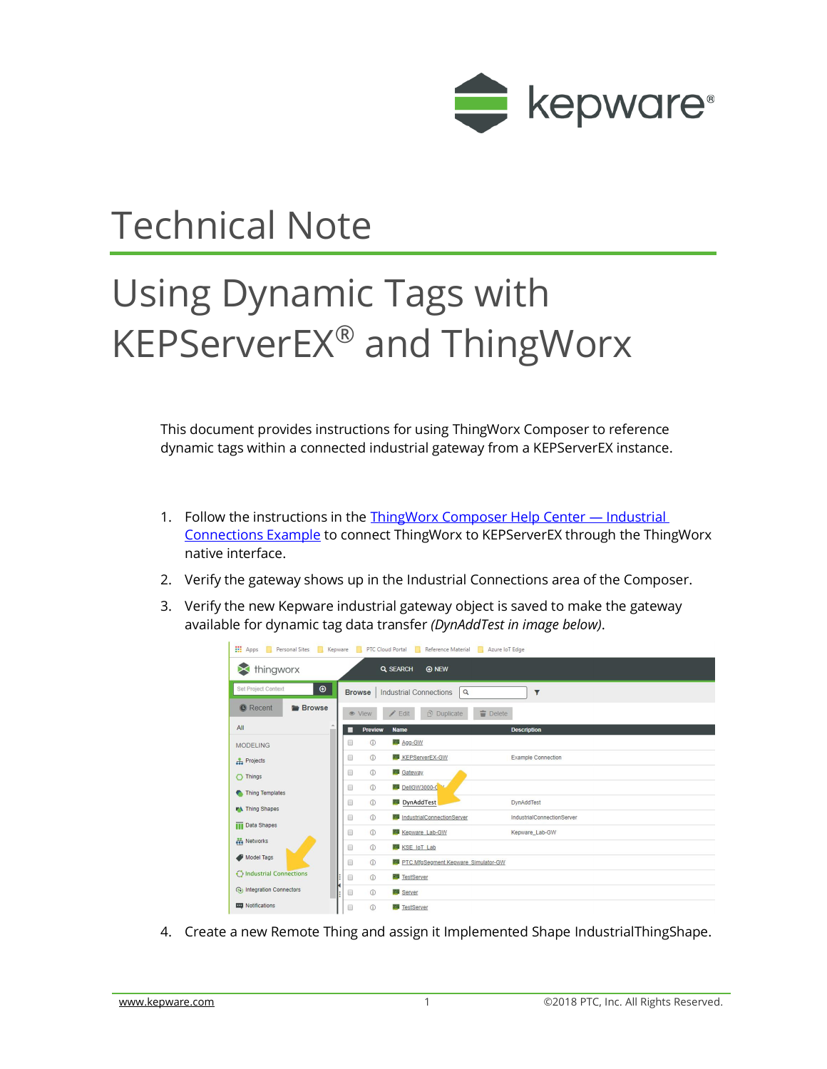# Technical Note

# Using Dynamic Tags with KEPServerEX® and ThingWorx

This document provides instructions for using ThingWorx Composer to reference dynamic tags within a connected industrial gateway from a KEPServerEX instance.

1. Follow the instructions in the [ThingWorx Composer Help Center — Industrial Connections Example]() to connect ThingWorx to KEPServerEX through the ThingWorx native interface.
2. Verify the gateway shows up in the Industrial Connections area of the Composer.
3. Verify the new Kepware industrial gateway object is saved to make the gateway available for dynamic tag data transfer *(DynAddTest in image below)*.

4. Create a new Remote Thing and assign it Implemented Shape IndustrialThingShape.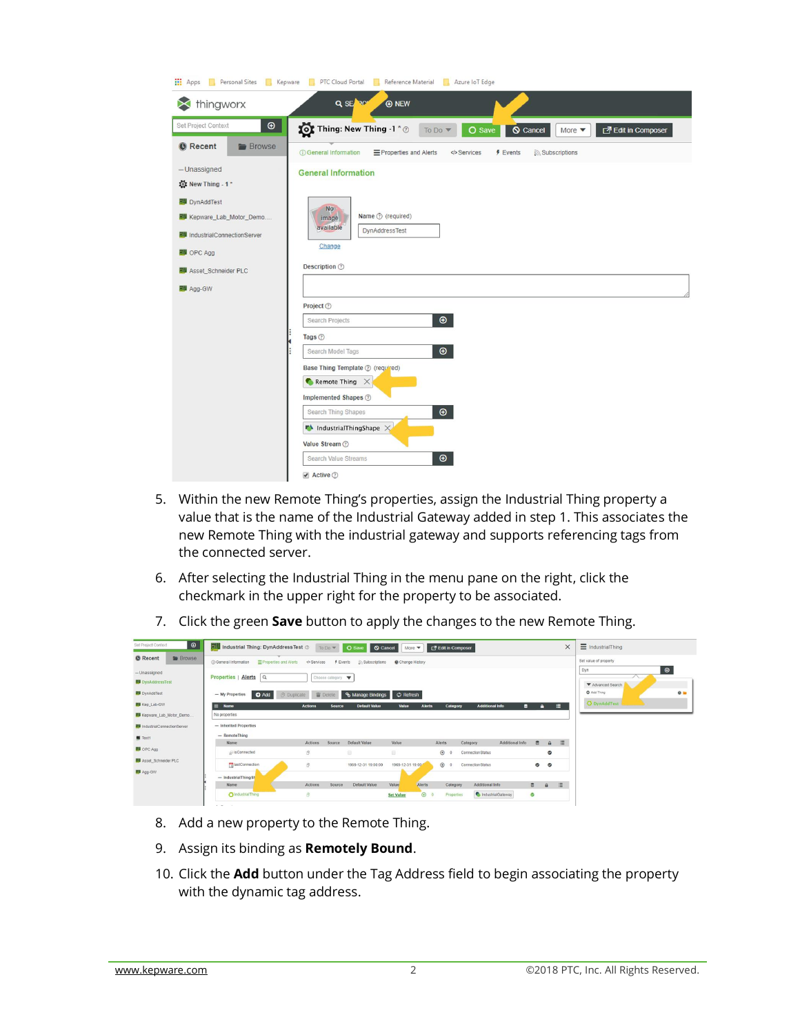5. Within the new Remote Thing's properties, assign the Industrial Thing property a value that is the name of the Industrial Gateway added in step 1. This associates the new Remote Thing with the industrial gateway and supports referencing tags from the connected server.
6. After selecting the Industrial Thing in the menu pane on the right, click the checkmark in the upper right for the property to be associated.
7. Click the green **Save** button to apply the changes to the new Remote Thing.

8. Add a new property to the Remote Thing.
9. Assign its binding as **Remotely Bound**.
10. Click the **Add** button under the Tag Address field to begin associating the property with the dynamic tag address.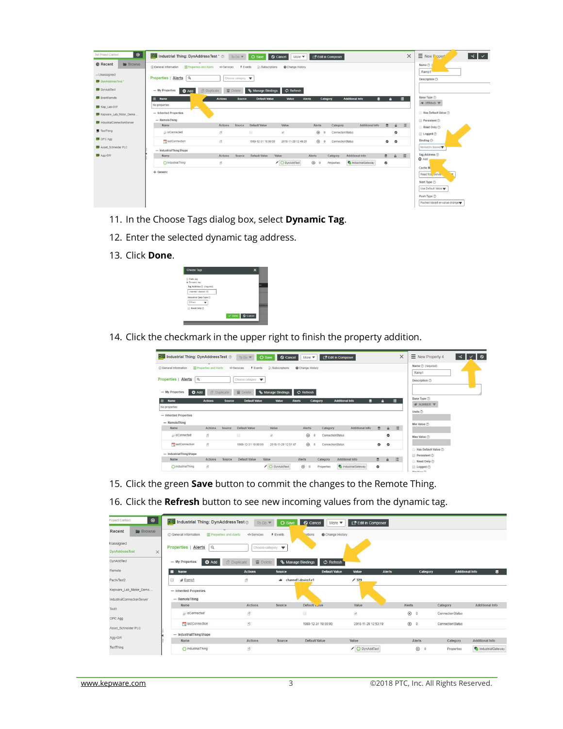11. In the Choose Tags dialog box, select **Dynamic Tag**.
12. Enter the selected dynamic tag address.
13. Click **Done**.

14. Click the checkmark in the upper right to finish the property addition.

15. Click the green **Save** button to commit the changes to the Remote Thing.
16. Click the **Refresh** button to see new incoming values from the dynamic tag.